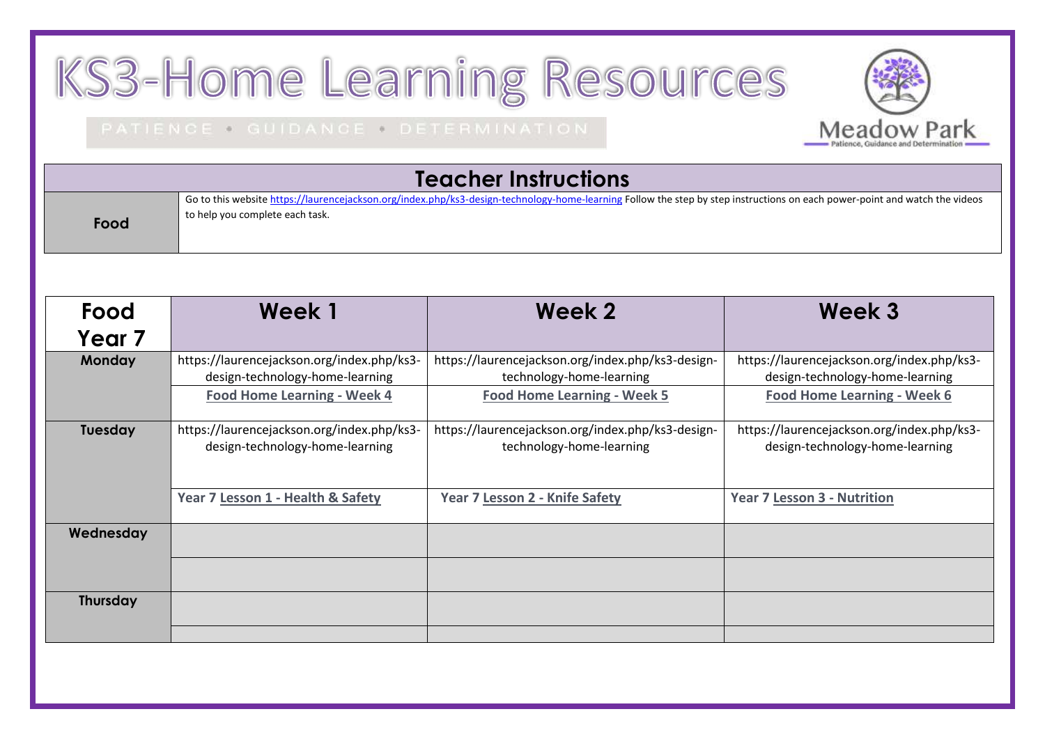# KS3-Home Learning Resources

PATIENCE • GUIDANCE • DETERMINATION

Meadow Park
Patience, Guidance and Determination

## Teacher Instructions

| | |
|---|---|
| **Food** | Go to this website https://laurencejackson.org/index.php/ks3-design-technology-home-learning Follow the step by step instructions on each power-point and watch the videos to help you complete each task. |

| Food Year 7 | Week 1 | Week 2 | Week 3 |
|---|---|---|---|
| **Monday** | https://laurencejackson.org/index.php/ks3-design-technology-home-learning | https://laurencejackson.org/index.php/ks3-design-technology-home-learning | https://laurencejackson.org/index.php/ks3-design-technology-home-learning |
| | **Food Home Learning - Week 4** | **Food Home Learning - Week 5** | **Food Home Learning - Week 6** |
| **Tuesday** | https://laurencejackson.org/index.php/ks3-design-technology-home-learning | https://laurencejackson.org/index.php/ks3-design-technology-home-learning | https://laurencejackson.org/index.php/ks3-design-technology-home-learning |
| | **Year 7 Lesson 1 - Health & Safety** | **Year 7 Lesson 2 - Knife Safety** | **Year 7 Lesson 3 - Nutrition** |
| **Wednesday** | | | |
| | | | |
| **Thursday** | | | |
| | | | |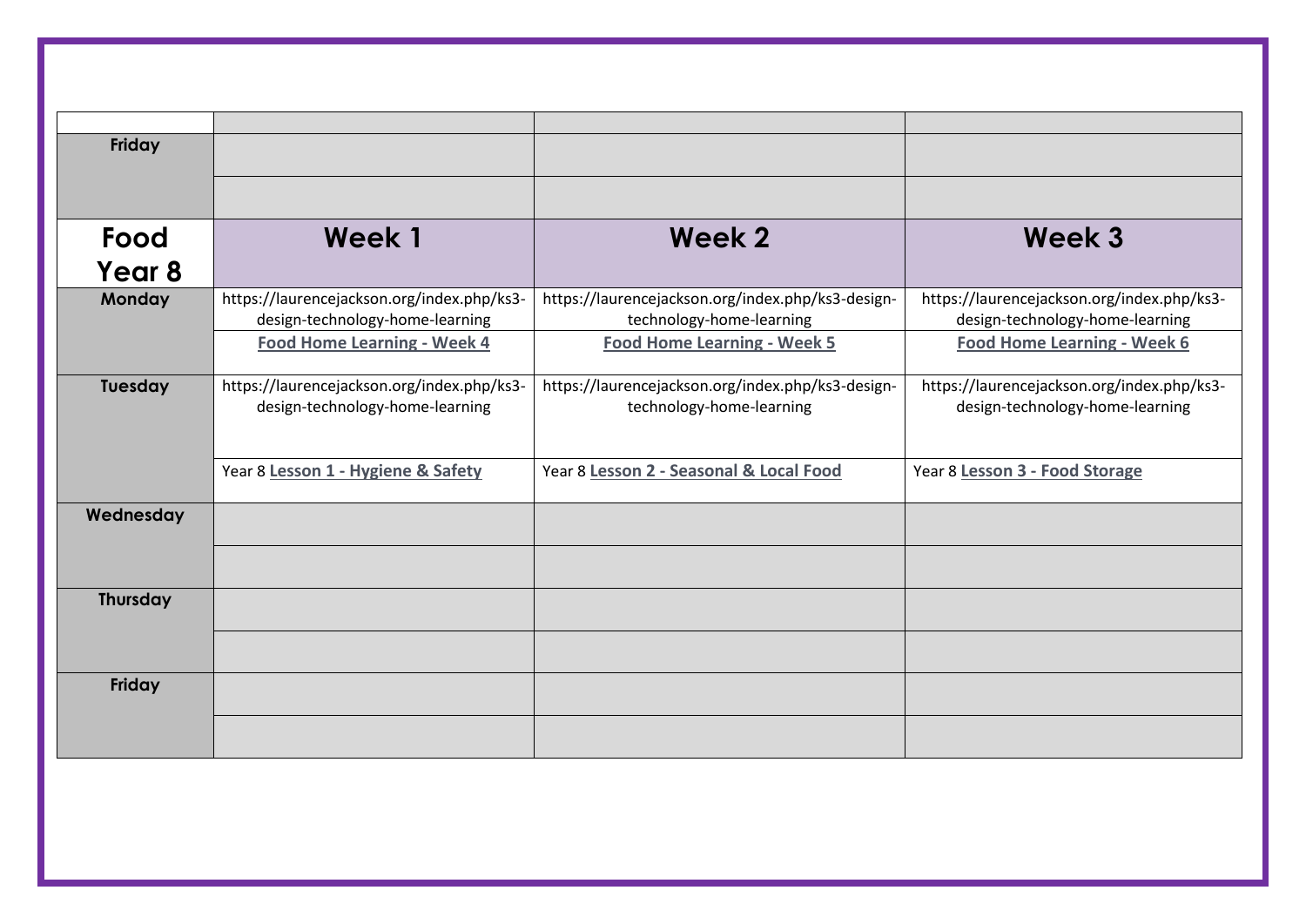| | | | |
|---|---|---|---|
| | | | |
| **Friday** | | | |
| | | | |
| **Food Year 8** | **Week 1** | **Week 2** | **Week 3** |
| **Monday** | https://laurencejackson.org/index.php/ks3-design-technology-home-learning | https://laurencejackson.org/index.php/ks3-design-technology-home-learning | https://laurencejackson.org/index.php/ks3-design-technology-home-learning |
| | **Food Home Learning - Week 4** | **Food Home Learning - Week 5** | **Food Home Learning - Week 6** |
| **Tuesday** | https://laurencejackson.org/index.php/ks3-design-technology-home-learning | https://laurencejackson.org/index.php/ks3-design-technology-home-learning | https://laurencejackson.org/index.php/ks3-design-technology-home-learning |
| | Year 8 **Lesson 1 - Hygiene & Safety** | Year 8 **Lesson 2 - Seasonal & Local Food** | Year 8 **Lesson 3 - Food Storage** |
| **Wednesday** | | | |
| | | | |
| **Thursday** | | | |
| | | | |
| **Friday** | | | |
| | | | |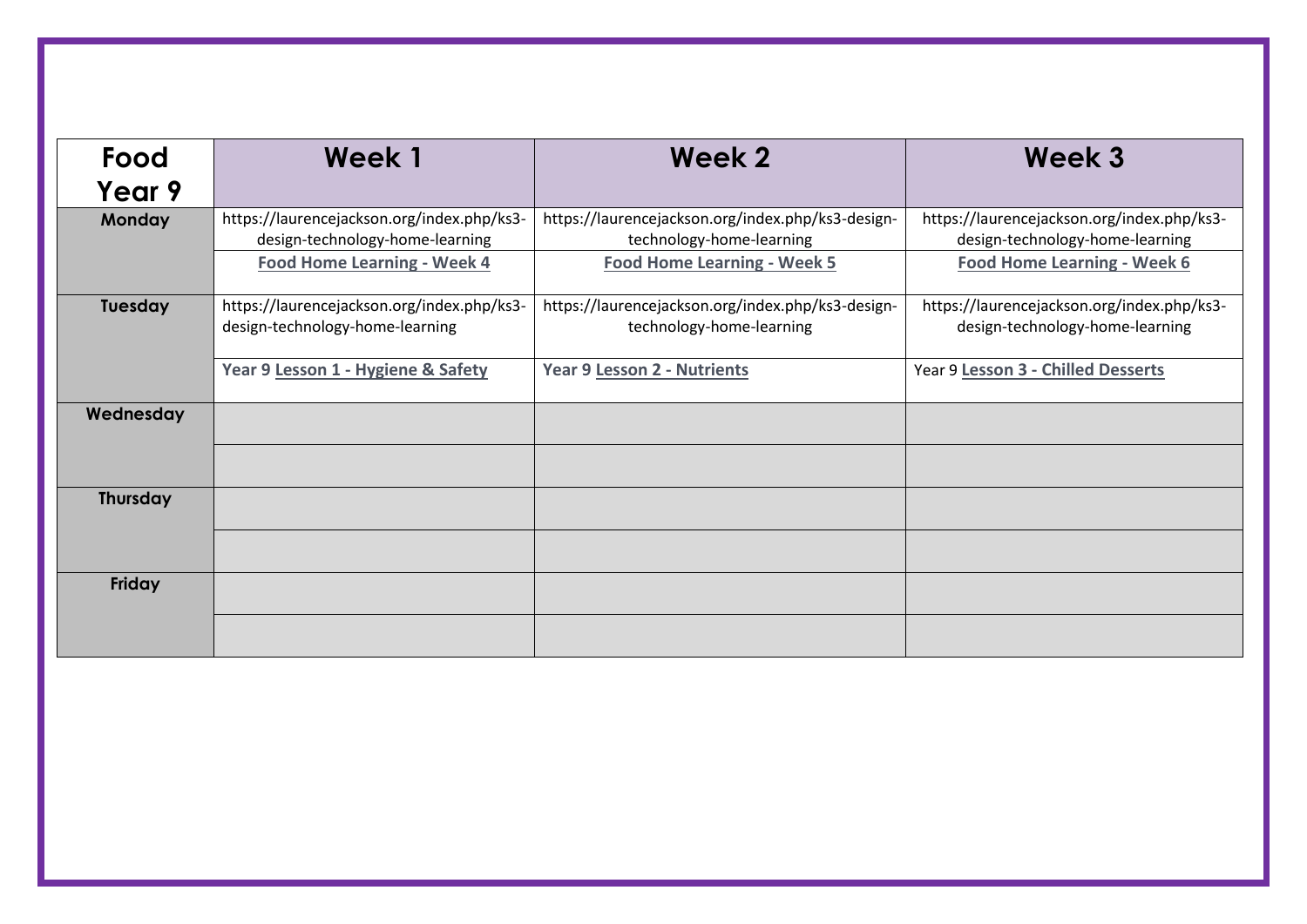| Food Year 9 | Week 1 | Week 2 | Week 3 |
|---|---|---|---|
| **Monday** | https://laurencejackson.org/index.php/ks3-design-technology-home-learning | https://laurencejackson.org/index.php/ks3-design-technology-home-learning | https://laurencejackson.org/index.php/ks3-design-technology-home-learning |
| | **Food Home Learning - Week 4** | **Food Home Learning - Week 5** | **Food Home Learning - Week 6** |
| **Tuesday** | https://laurencejackson.org/index.php/ks3-design-technology-home-learning | https://laurencejackson.org/index.php/ks3-design-technology-home-learning | https://laurencejackson.org/index.php/ks3-design-technology-home-learning |
| | **Year 9 Lesson 1 - Hygiene & Safety** | **Year 9 Lesson 2 - Nutrients** | Year 9 **Lesson 3 - Chilled Desserts** |
| **Wednesday** | | | |
| | | | |
| **Thursday** | | | |
| | | | |
| **Friday** | | | |
| | | | |